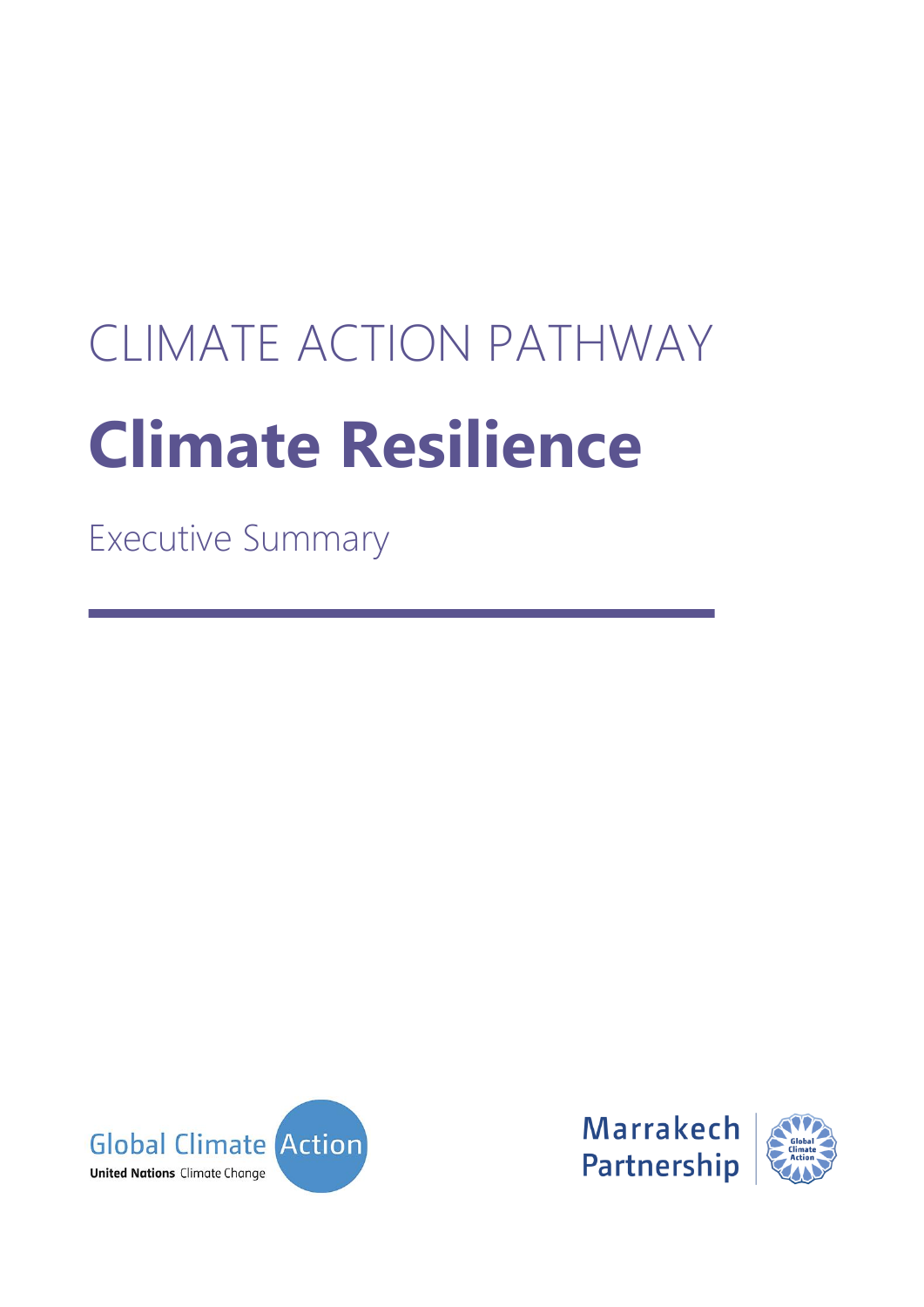CLIMATE ACTION PATHWAY

# Climate Resilience

Executive Summary

Global Climate Action

United Nations Climate Change

Marrakech Partnership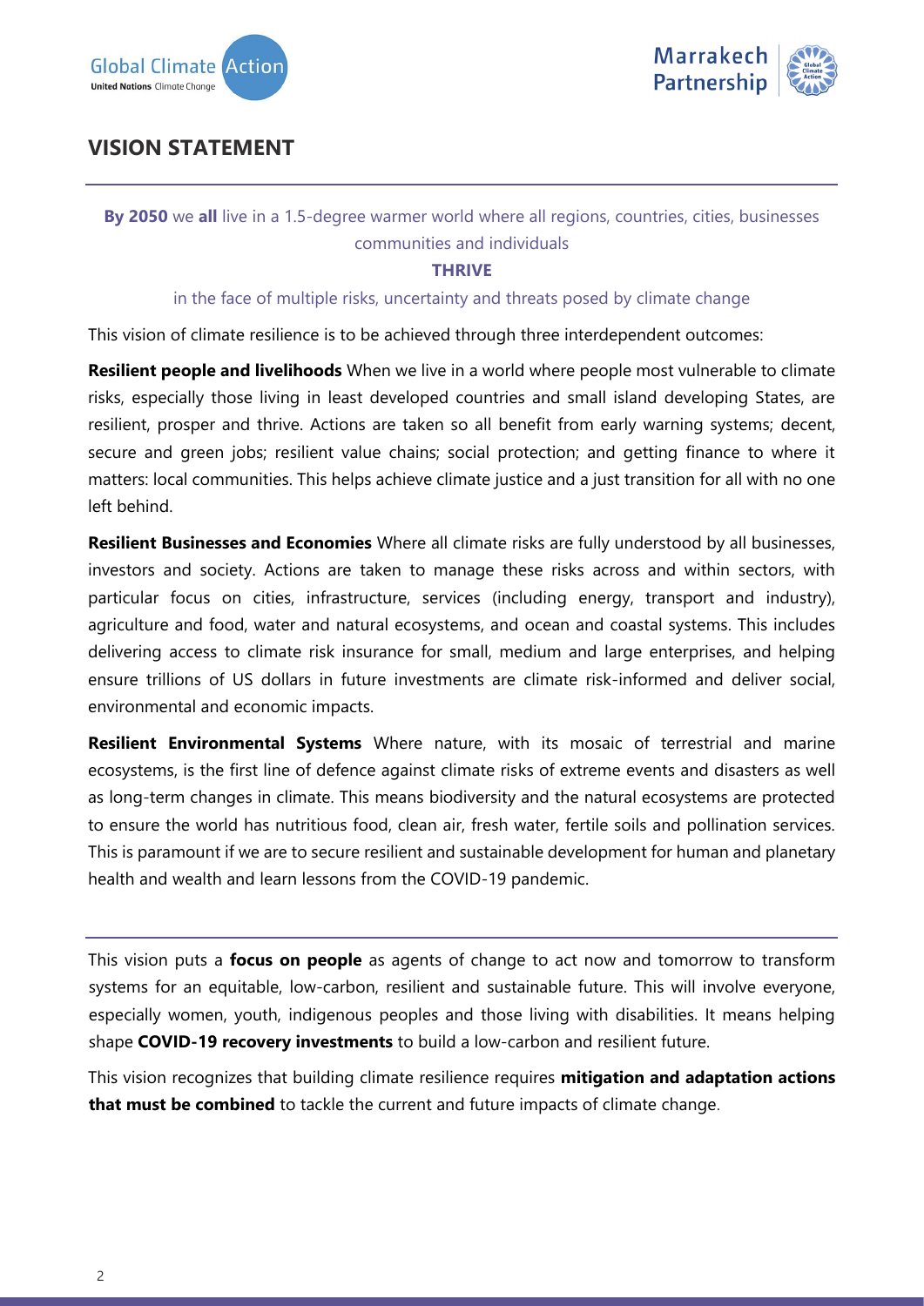## VISION STATEMENT

**By 2050** we **all** live in a 1.5-degree warmer world where all regions, countries, cities, businesses communities and individuals

**THRIVE**

in the face of multiple risks, uncertainty and threats posed by climate change

This vision of climate resilience is to be achieved through three interdependent outcomes:

**Resilient people and livelihoods** When we live in a world where people most vulnerable to climate risks, especially those living in least developed countries and small island developing States, are resilient, prosper and thrive. Actions are taken so all benefit from early warning systems; decent, secure and green jobs; resilient value chains; social protection; and getting finance to where it matters: local communities. This helps achieve climate justice and a just transition for all with no one left behind.

**Resilient Businesses and Economies** Where all climate risks are fully understood by all businesses, investors and society. Actions are taken to manage these risks across and within sectors, with particular focus on cities, infrastructure, services (including energy, transport and industry), agriculture and food, water and natural ecosystems, and ocean and coastal systems. This includes delivering access to climate risk insurance for small, medium and large enterprises, and helping ensure trillions of US dollars in future investments are climate risk-informed and deliver social, environmental and economic impacts.

**Resilient Environmental Systems** Where nature, with its mosaic of terrestrial and marine ecosystems, is the first line of defence against climate risks of extreme events and disasters as well as long-term changes in climate. This means biodiversity and the natural ecosystems are protected to ensure the world has nutritious food, clean air, fresh water, fertile soils and pollination services. This is paramount if we are to secure resilient and sustainable development for human and planetary health and wealth and learn lessons from the COVID-19 pandemic.

---

This vision puts a **focus on people** as agents of change to act now and tomorrow to transform systems for an equitable, low-carbon, resilient and sustainable future. This will involve everyone, especially women, youth, indigenous peoples and those living with disabilities. It means helping shape **COVID-19 recovery investments** to build a low-carbon and resilient future.

This vision recognizes that building climate resilience requires **mitigation and adaptation actions that must be combined** to tackle the current and future impacts of climate change.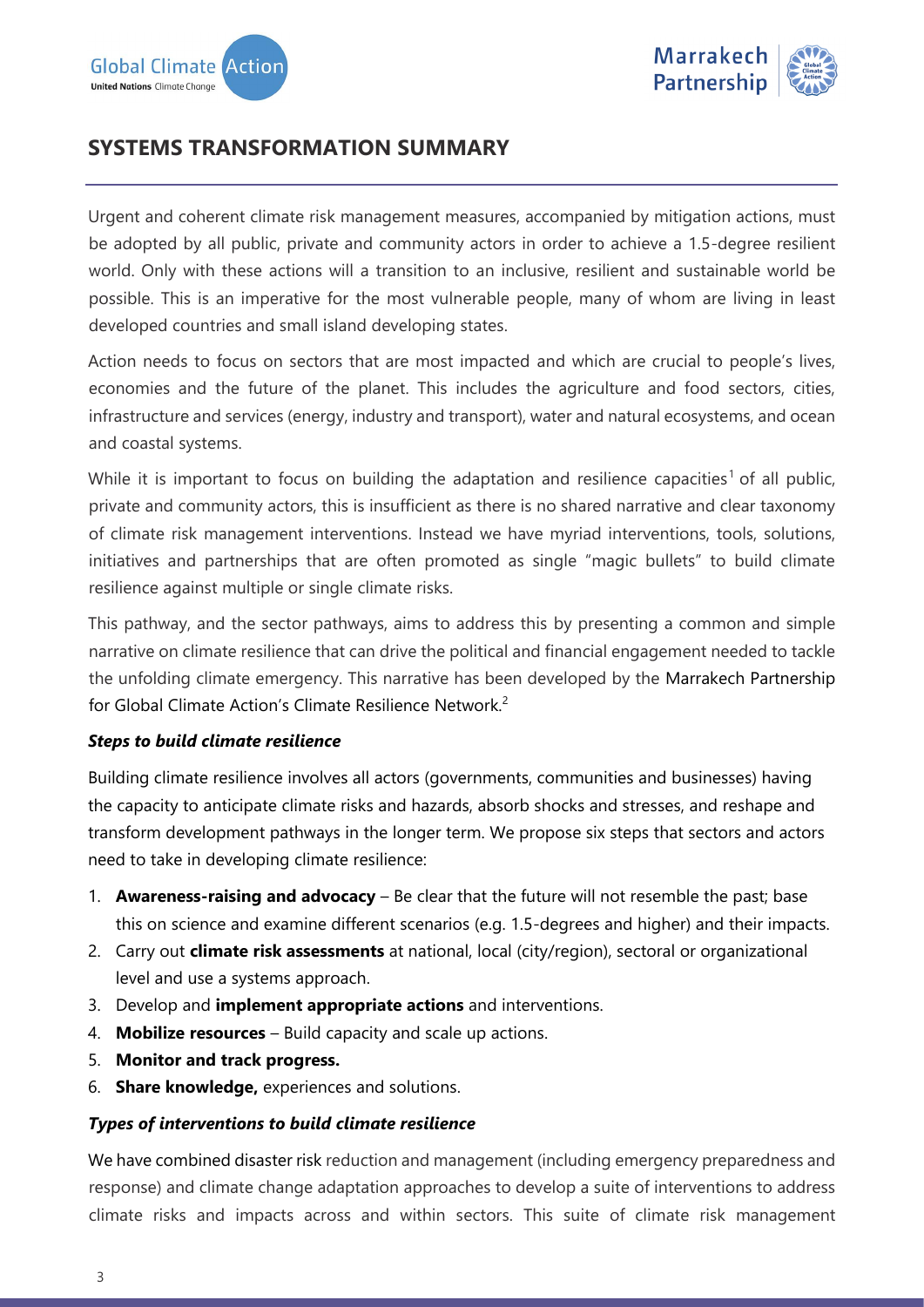## SYSTEMS TRANSFORMATION SUMMARY

Urgent and coherent climate risk management measures, accompanied by mitigation actions, must be adopted by all public, private and community actors in order to achieve a 1.5-degree resilient world. Only with these actions will a transition to an inclusive, resilient and sustainable world be possible. This is an imperative for the most vulnerable people, many of whom are living in least developed countries and small island developing states.

Action needs to focus on sectors that are most impacted and which are crucial to people's lives, economies and the future of the planet. This includes the agriculture and food sectors, cities, infrastructure and services (energy, industry and transport), water and natural ecosystems, and ocean and coastal systems.

While it is important to focus on building the adaptation and resilience capacities[1] of all public, private and community actors, this is insufficient as there is no shared narrative and clear taxonomy of climate risk management interventions. Instead we have myriad interventions, tools, solutions, initiatives and partnerships that are often promoted as single "magic bullets" to build climate resilience against multiple or single climate risks.

This pathway, and the sector pathways, aims to address this by presenting a common and simple narrative on climate resilience that can drive the political and financial engagement needed to tackle the unfolding climate emergency. This narrative has been developed by the Marrakech Partnership for Global Climate Action's Climate Resilience Network.[2]

***Steps to build climate resilience***

Building climate resilience involves all actors (governments, communities and businesses) having the capacity to anticipate climate risks and hazards, absorb shocks and stresses, and reshape and transform development pathways in the longer term. We propose six steps that sectors and actors need to take in developing climate resilience:

1. **Awareness-raising and advocacy** – Be clear that the future will not resemble the past; base this on science and examine different scenarios (e.g. 1.5-degrees and higher) and their impacts.
2. Carry out **climate risk assessments** at national, local (city/region), sectoral or organizational level and use a systems approach.
3. Develop and **implement appropriate actions** and interventions.
4. **Mobilize resources** – Build capacity and scale up actions.
5. **Monitor and track progress.**
6. **Share knowledge,** experiences and solutions.

***Types of interventions to build climate resilience***

We have combined disaster risk reduction and management (including emergency preparedness and response) and climate change adaptation approaches to develop a suite of interventions to address climate risks and impacts across and within sectors. This suite of climate risk management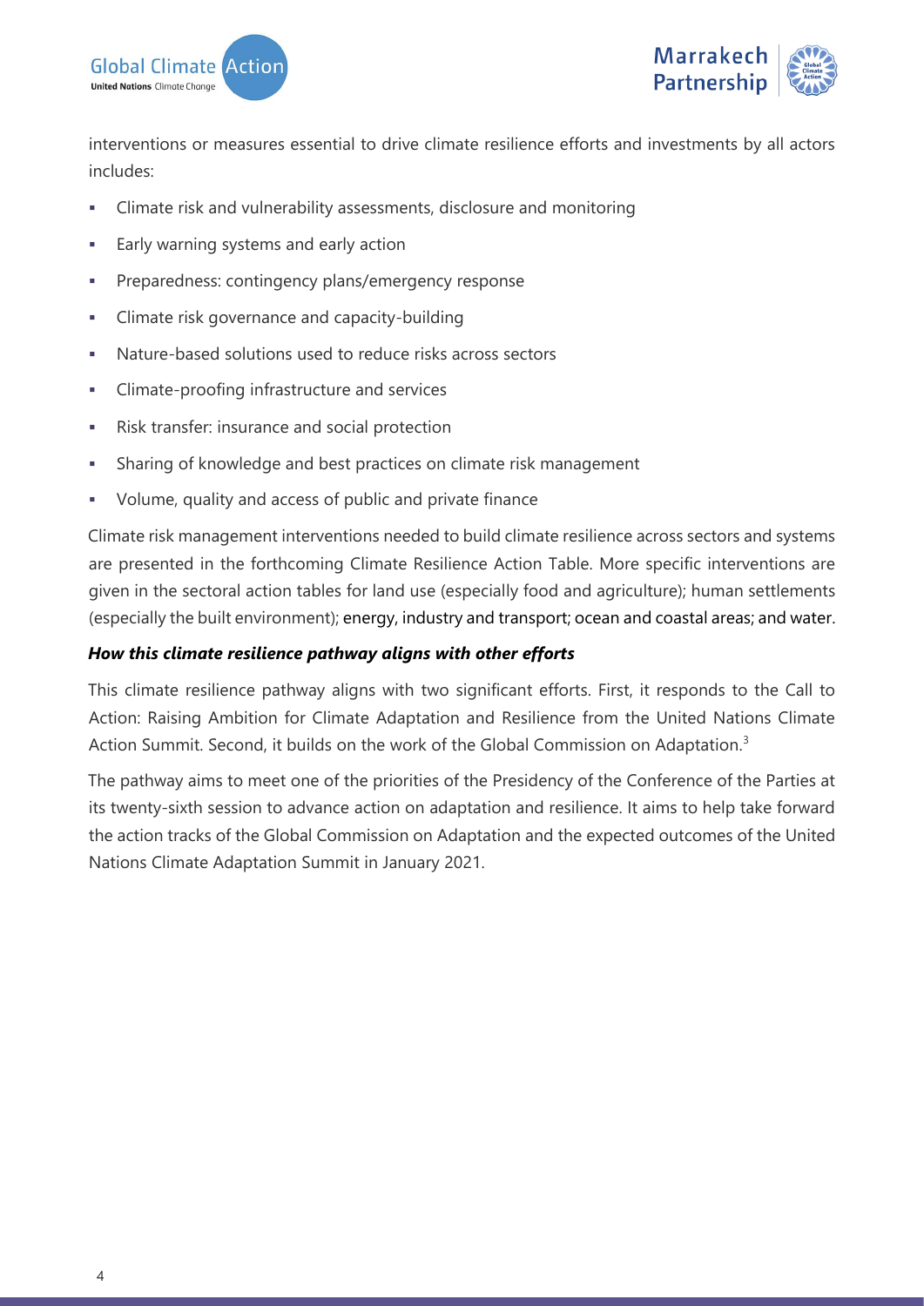interventions or measures essential to drive climate resilience efforts and investments by all actors includes:

- Climate risk and vulnerability assessments, disclosure and monitoring
- Early warning systems and early action
- Preparedness: contingency plans/emergency response
- Climate risk governance and capacity-building
- Nature-based solutions used to reduce risks across sectors
- Climate-proofing infrastructure and services
- Risk transfer: insurance and social protection
- Sharing of knowledge and best practices on climate risk management
- Volume, quality and access of public and private finance

Climate risk management interventions needed to build climate resilience across sectors and systems are presented in the forthcoming Climate Resilience Action Table. More specific interventions are given in the sectoral action tables for land use (especially food and agriculture); human settlements (especially the built environment); energy, industry and transport; ocean and coastal areas; and water.

***How this climate resilience pathway aligns with other efforts***

This climate resilience pathway aligns with two significant efforts. First, it responds to the Call to Action: Raising Ambition for Climate Adaptation and Resilience from the United Nations Climate Action Summit. Second, it builds on the work of the Global Commission on Adaptation.[3]

The pathway aims to meet one of the priorities of the Presidency of the Conference of the Parties at its twenty-sixth session to advance action on adaptation and resilience. It aims to help take forward the action tracks of the Global Commission on Adaptation and the expected outcomes of the United Nations Climate Adaptation Summit in January 2021.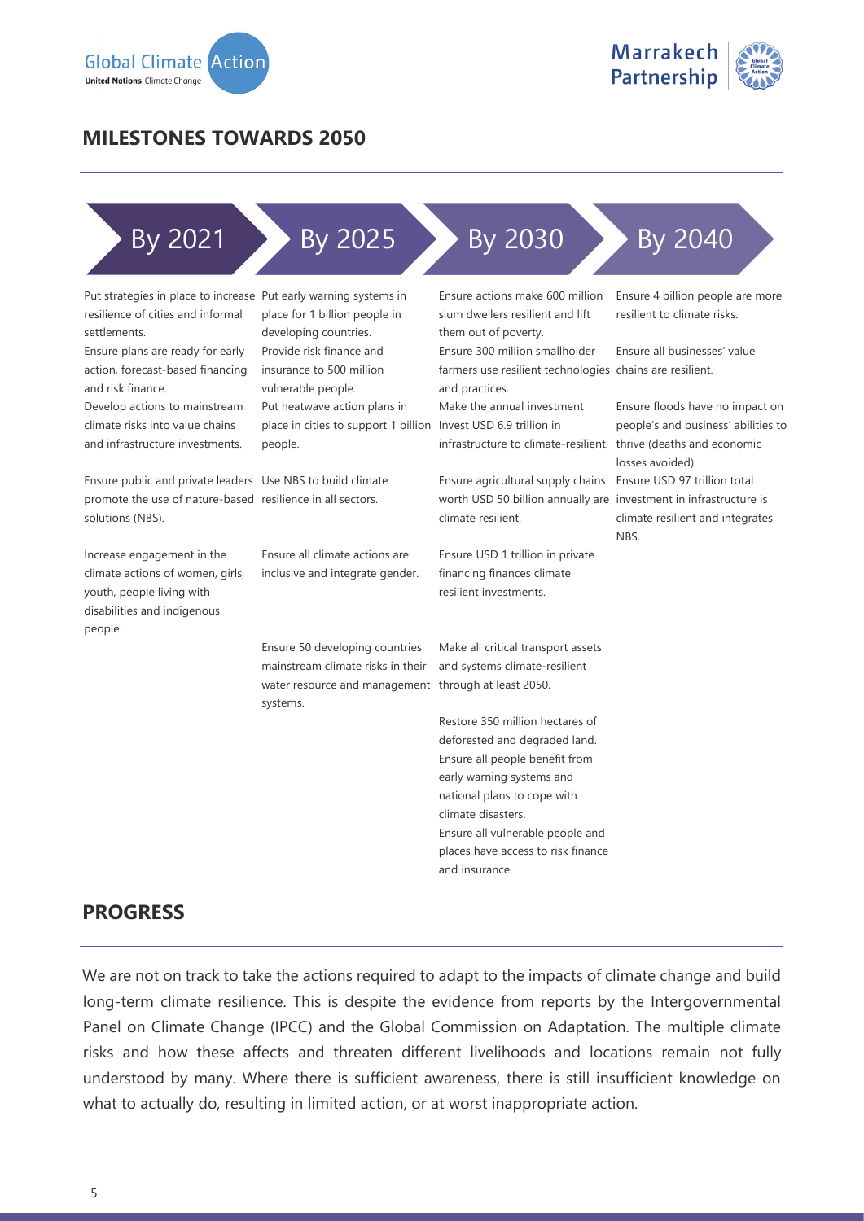## MILESTONES TOWARDS 2050

| By 2021 | By 2025 | By 2030 | By 2040 |
|---|---|---|---|
| Put strategies in place to increase resilience of cities and informal settlements. | Put early warning systems in place for 1 billion people in developing countries. | Ensure actions make 600 million slum dwellers resilient and lift them out of poverty. | Ensure 4 billion people are more resilient to climate risks. |
| Ensure plans are ready for early action, forecast-based financing and risk finance. | Provide risk finance and insurance to 500 million vulnerable people. | Ensure 300 million smallholder farmers use resilient technologies and practices. | Ensure all businesses' value chains are resilient. |
| Develop actions to mainstream climate risks into value chains and infrastructure investments. | Put heatwave action plans in place in cities to support 1 billion people. | Make the annual investment Invest USD 6.9 trillion in infrastructure to climate-resilient. | Ensure floods have no impact on people's and business' abilities to thrive (deaths and economic losses avoided). |
| Ensure public and private leaders promote the use of nature-based solutions (NBS). | Use NBS to build climate resilience in all sectors. | Ensure agricultural supply chains worth USD 50 billion annually are climate resilient. | Ensure USD 97 trillion total investment in infrastructure is climate resilient and integrates NBS. |
| Increase engagement in the climate actions of women, girls, youth, people living with disabilities and indigenous people. | Ensure all climate actions are inclusive and integrate gender. | Ensure USD 1 trillion in private financing finances climate resilient investments. | |
| | Ensure 50 developing countries mainstream climate risks in their water resource and management systems. | Make all critical transport assets and systems climate-resilient through at least 2050. | |
| | | Restore 350 million hectares of deforested and degraded land. | |
| | | Ensure all people benefit from early warning systems and national plans to cope with climate disasters. | |
| | | Ensure all vulnerable people and places have access to risk finance and insurance. | |

## PROGRESS

We are not on track to take the actions required to adapt to the impacts of climate change and build long-term climate resilience. This is despite the evidence from reports by the Intergovernmental Panel on Climate Change (IPCC) and the Global Commission on Adaptation. The multiple climate risks and how these affects and threaten different livelihoods and locations remain not fully understood by many. Where there is sufficient awareness, there is still insufficient knowledge on what to actually do, resulting in limited action, or at worst inappropriate action.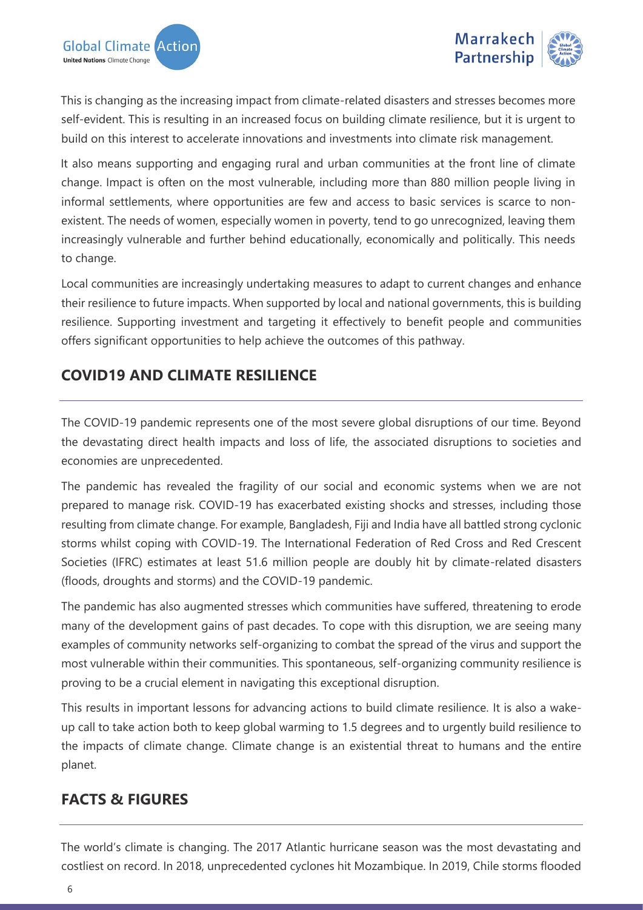This is changing as the increasing impact from climate-related disasters and stresses becomes more self-evident. This is resulting in an increased focus on building climate resilience, but it is urgent to build on this interest to accelerate innovations and investments into climate risk management.

It also means supporting and engaging rural and urban communities at the front line of climate change. Impact is often on the most vulnerable, including more than 880 million people living in informal settlements, where opportunities are few and access to basic services is scarce to non-existent. The needs of women, especially women in poverty, tend to go unrecognized, leaving them increasingly vulnerable and further behind educationally, economically and politically. This needs to change.

Local communities are increasingly undertaking measures to adapt to current changes and enhance their resilience to future impacts. When supported by local and national governments, this is building resilience. Supporting investment and targeting it effectively to benefit people and communities offers significant opportunities to help achieve the outcomes of this pathway.

## COVID19 AND CLIMATE RESILIENCE

The COVID-19 pandemic represents one of the most severe global disruptions of our time. Beyond the devastating direct health impacts and loss of life, the associated disruptions to societies and economies are unprecedented.

The pandemic has revealed the fragility of our social and economic systems when we are not prepared to manage risk. COVID-19 has exacerbated existing shocks and stresses, including those resulting from climate change. For example, Bangladesh, Fiji and India have all battled strong cyclonic storms whilst coping with COVID-19. The International Federation of Red Cross and Red Crescent Societies (IFRC) estimates at least 51.6 million people are doubly hit by climate-related disasters (floods, droughts and storms) and the COVID-19 pandemic.

The pandemic has also augmented stresses which communities have suffered, threatening to erode many of the development gains of past decades. To cope with this disruption, we are seeing many examples of community networks self-organizing to combat the spread of the virus and support the most vulnerable within their communities. This spontaneous, self-organizing community resilience is proving to be a crucial element in navigating this exceptional disruption.

This results in important lessons for advancing actions to build climate resilience. It is also a wake-up call to take action both to keep global warming to 1.5 degrees and to urgently build resilience to the impacts of climate change. Climate change is an existential threat to humans and the entire planet.

## FACTS & FIGURES

The world's climate is changing. The 2017 Atlantic hurricane season was the most devastating and costliest on record. In 2018, unprecedented cyclones hit Mozambique. In 2019, Chile storms flooded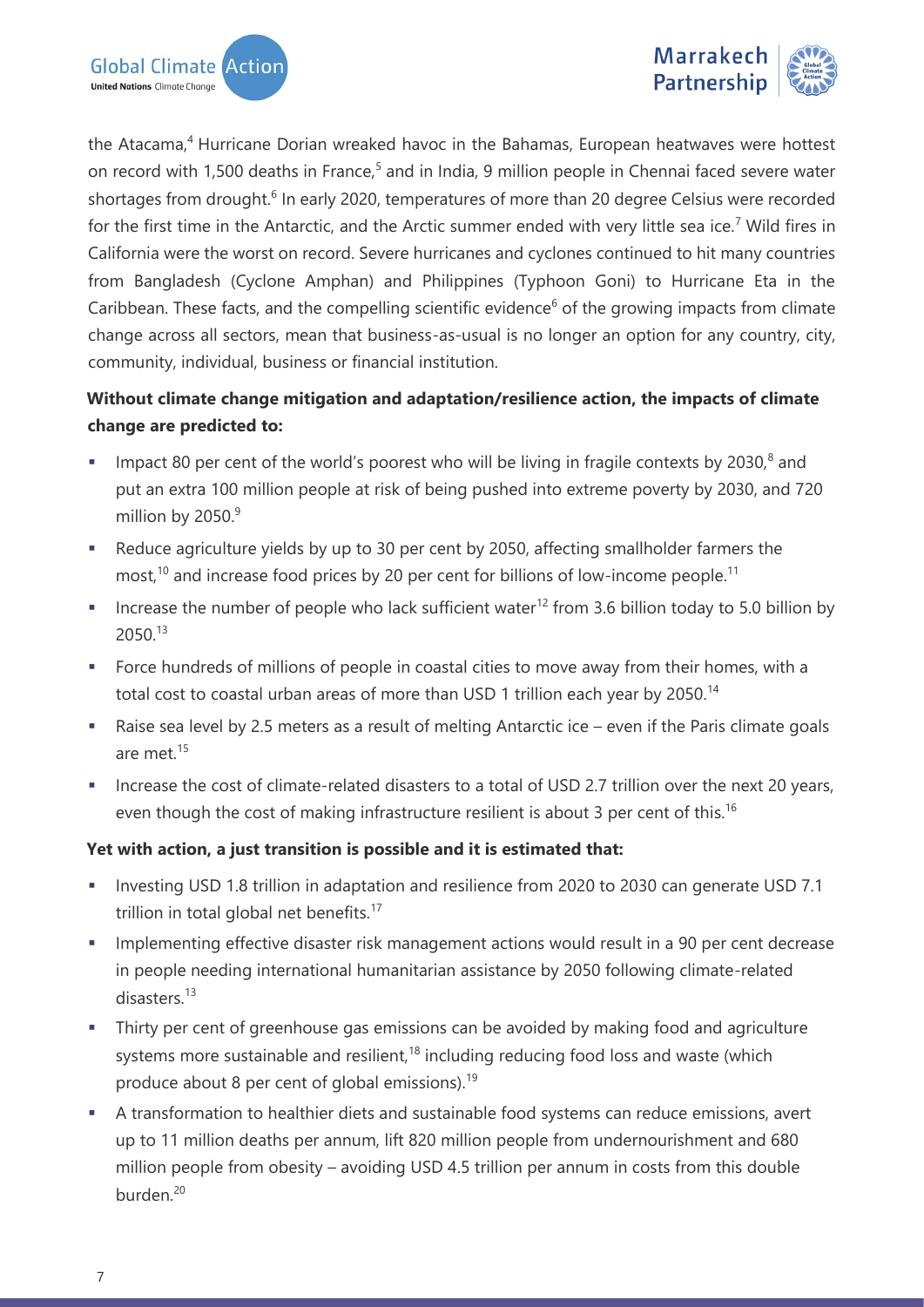the Atacama,[4] Hurricane Dorian wreaked havoc in the Bahamas, European heatwaves were hottest on record with 1,500 deaths in France,[5] and in India, 9 million people in Chennai faced severe water shortages from drought.[6] In early 2020, temperatures of more than 20 degree Celsius were recorded for the first time in the Antarctic, and the Arctic summer ended with very little sea ice.[7] Wild fires in California were the worst on record. Severe hurricanes and cyclones continued to hit many countries from Bangladesh (Cyclone Amphan) and Philippines (Typhoon Goni) to Hurricane Eta in the Caribbean. These facts, and the compelling scientific evidence[6] of the growing impacts from climate change across all sectors, mean that business-as-usual is no longer an option for any country, city, community, individual, business or financial institution.

**Without climate change mitigation and adaptation/resilience action, the impacts of climate change are predicted to:**

- Impact 80 per cent of the world's poorest who will be living in fragile contexts by 2030,[8] and put an extra 100 million people at risk of being pushed into extreme poverty by 2030, and 720 million by 2050.[9]
- Reduce agriculture yields by up to 30 per cent by 2050, affecting smallholder farmers the most,[10] and increase food prices by 20 per cent for billions of low-income people.[11]
- Increase the number of people who lack sufficient water[12] from 3.6 billion today to 5.0 billion by 2050.[13]
- Force hundreds of millions of people in coastal cities to move away from their homes, with a total cost to coastal urban areas of more than USD 1 trillion each year by 2050.[14]
- Raise sea level by 2.5 meters as a result of melting Antarctic ice – even if the Paris climate goals are met.[15]
- Increase the cost of climate-related disasters to a total of USD 2.7 trillion over the next 20 years, even though the cost of making infrastructure resilient is about 3 per cent of this.[16]

**Yet with action, a just transition is possible and it is estimated that:**

- Investing USD 1.8 trillion in adaptation and resilience from 2020 to 2030 can generate USD 7.1 trillion in total global net benefits.[17]
- Implementing effective disaster risk management actions would result in a 90 per cent decrease in people needing international humanitarian assistance by 2050 following climate-related disasters.[13]
- Thirty per cent of greenhouse gas emissions can be avoided by making food and agriculture systems more sustainable and resilient,[18] including reducing food loss and waste (which produce about 8 per cent of global emissions).[19]
- A transformation to healthier diets and sustainable food systems can reduce emissions, avert up to 11 million deaths per annum, lift 820 million people from undernourishment and 680 million people from obesity – avoiding USD 4.5 trillion per annum in costs from this double burden.[20]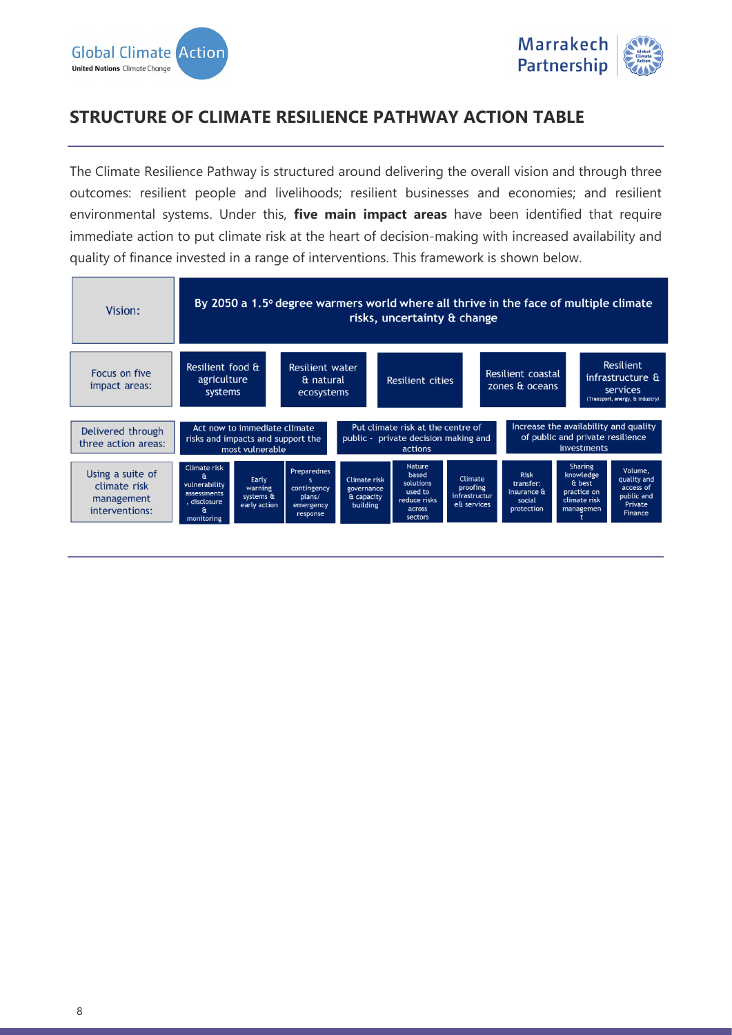## STRUCTURE OF CLIMATE RESILIENCE PATHWAY ACTION TABLE

The Climate Resilience Pathway is structured around delivering the overall vision and through three outcomes: resilient people and livelihoods; resilient businesses and economies; and resilient environmental systems. Under this, **five main impact areas** have been identified that require immediate action to put climate risk at the heart of decision-making with increased availability and quality of finance invested in a range of interventions. This framework is shown below.

| Vision: | By 2050 a 1.5° degree warmers world where all thrive in the face of multiple climate risks, uncertainty & change |
|---|---|

| Focus on five impact areas: | Resilient food & agriculture systems | Resilient water & natural ecosystems | Resilient cities | Resilient coastal zones & oceans | Resilient infrastructure & services (Transport, energy, & industry) |
|---|---|---|---|---|---|

| Delivered through three action areas: | Act now to immediate climate risks and impacts and support the most vulnerable | Put climate risk at the centre of public - private decision making and actions | Increase the availability and quality of public and private resilience investments |
|---|---|---|---|

| Using a suite of climate risk management interventions: | Climate risk & vulnerability assessments, disclosure & monitoring | Early warning systems & early action | Preparedness contingency plans/ emergency response | Climate risk governance & capacity building | Nature based solutions used to reduce risks across sectors | Climate proofing infrastructure e& services | Risk transfer: Insurance & social protection | Sharing knowledge & best practice on climate risk management | Volume, quality and access of public and Private Finance |
|---|---|---|---|---|---|---|---|---|---|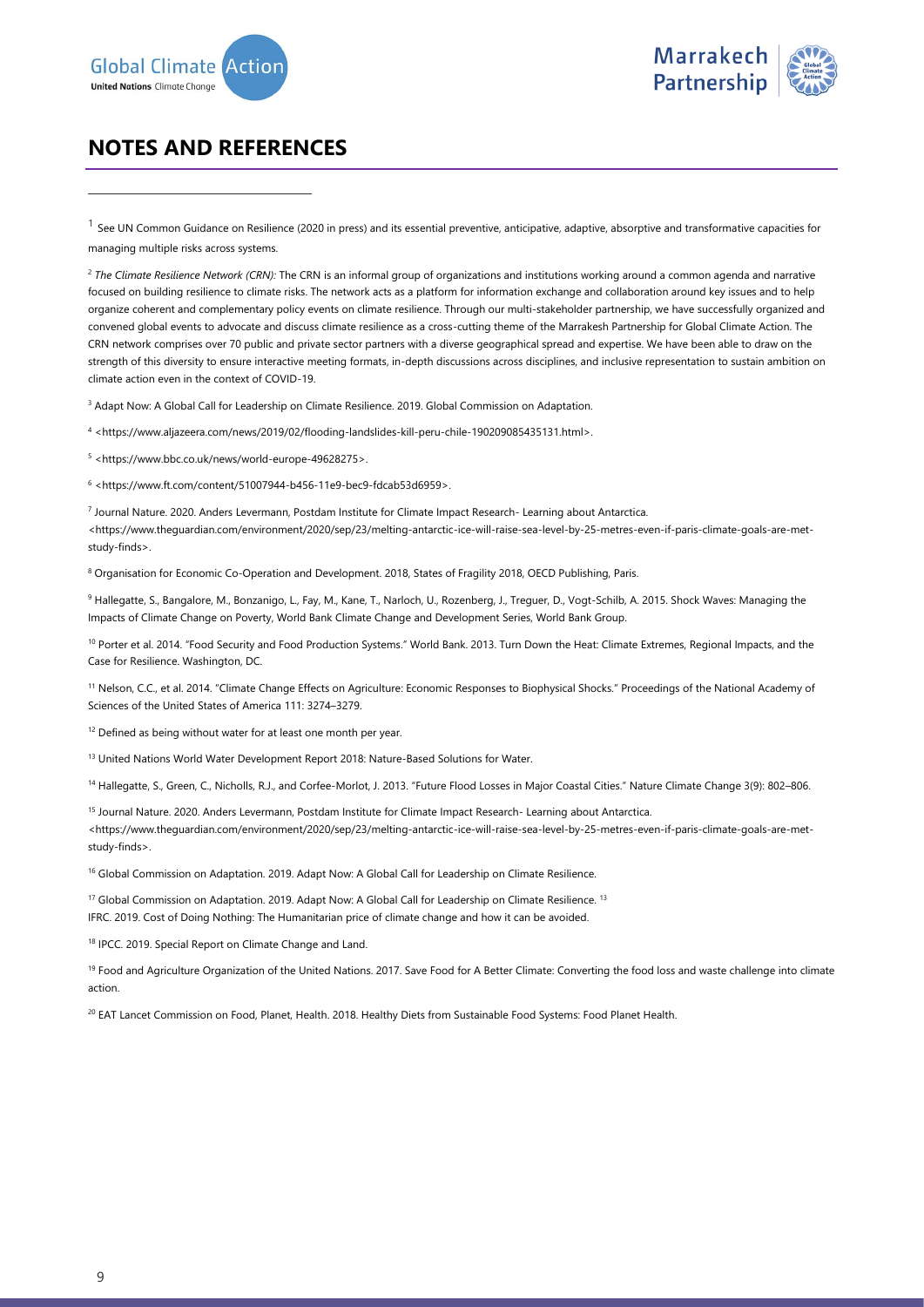# NOTES AND REFERENCES

[1] See UN Common Guidance on Resilience (2020 in press) and its essential preventive, anticipative, adaptive, absorptive and transformative capacities for managing multiple risks across systems.

[2] *The Climate Resilience Network (CRN):* The CRN is an informal group of organizations and institutions working around a common agenda and narrative focused on building resilience to climate risks. The network acts as a platform for information exchange and collaboration around key issues and to help organize coherent and complementary policy events on climate resilience. Through our multi-stakeholder partnership, we have successfully organized and convened global events to advocate and discuss climate resilience as a cross-cutting theme of the Marrakesh Partnership for Global Climate Action. The CRN network comprises over 70 public and private sector partners with a diverse geographical spread and expertise. We have been able to draw on the strength of this diversity to ensure interactive meeting formats, in-depth discussions across disciplines, and inclusive representation to sustain ambition on climate action even in the context of COVID-19.

[3] Adapt Now: A Global Call for Leadership on Climate Resilience. 2019. Global Commission on Adaptation.

[4] <https://www.aljazeera.com/news/2019/02/flooding-landslides-kill-peru-chile-190209085435131.html>.

[5] <https://www.bbc.co.uk/news/world-europe-49628275>.

[6] <https://www.ft.com/content/51007944-b456-11e9-bec9-fdcab53d6959>.

[7] Journal Nature. 2020. Anders Levermann, Postdam Institute for Climate Impact Research- Learning about Antarctica. <https://www.theguardian.com/environment/2020/sep/23/melting-antarctic-ice-will-raise-sea-level-by-25-metres-even-if-paris-climate-goals-are-met-study-finds>.

[8] Organisation for Economic Co-Operation and Development. 2018, States of Fragility 2018, OECD Publishing, Paris.

[9] Hallegatte, S., Bangalore, M., Bonzanigo, L., Fay, M., Kane, T., Narloch, U., Rozenberg, J., Treguer, D., Vogt-Schilb, A. 2015. Shock Waves: Managing the Impacts of Climate Change on Poverty, World Bank Climate Change and Development Series, World Bank Group.

[10] Porter et al. 2014. "Food Security and Food Production Systems." World Bank. 2013. Turn Down the Heat: Climate Extremes, Regional Impacts, and the Case for Resilience. Washington, DC.

[11] Nelson, C.C., et al. 2014. "Climate Change Effects on Agriculture: Economic Responses to Biophysical Shocks." Proceedings of the National Academy of Sciences of the United States of America 111: 3274–3279.

[12] Defined as being without water for at least one month per year.

[13] United Nations World Water Development Report 2018: Nature-Based Solutions for Water.

[14] Hallegatte, S., Green, C., Nicholls, R.J., and Corfee-Morlot, J. 2013. "Future Flood Losses in Major Coastal Cities." Nature Climate Change 3(9): 802–806.

[15] Journal Nature. 2020. Anders Levermann, Postdam Institute for Climate Impact Research- Learning about Antarctica. <https://www.theguardian.com/environment/2020/sep/23/melting-antarctic-ice-will-raise-sea-level-by-25-metres-even-if-paris-climate-goals-are-met-study-finds>.

[16] Global Commission on Adaptation. 2019. Adapt Now: A Global Call for Leadership on Climate Resilience.

[17] Global Commission on Adaptation. 2019. Adapt Now: A Global Call for Leadership on Climate Resilience. [13]
IFRC. 2019. Cost of Doing Nothing: The Humanitarian price of climate change and how it can be avoided.

[18] IPCC. 2019. Special Report on Climate Change and Land.

[19] Food and Agriculture Organization of the United Nations. 2017. Save Food for A Better Climate: Converting the food loss and waste challenge into climate action.

[20] EAT Lancet Commission on Food, Planet, Health. 2018. Healthy Diets from Sustainable Food Systems: Food Planet Health.